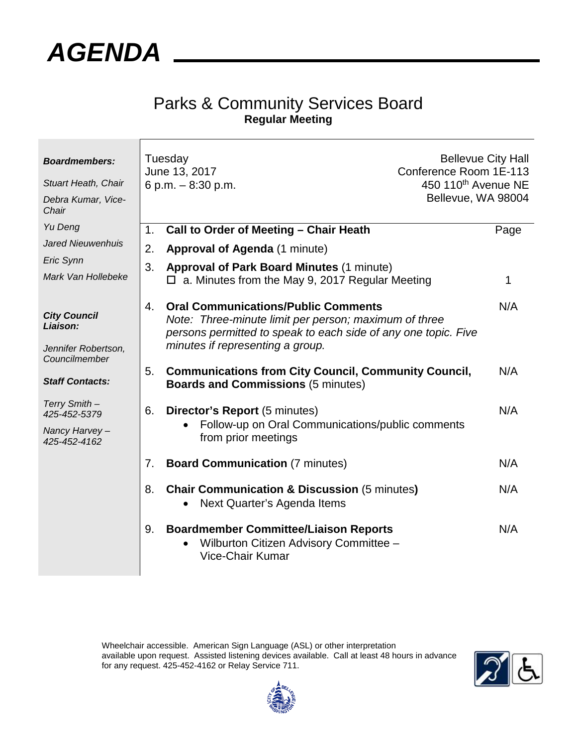# AGENDA

## Parks & Community Services Board

**Regular Meeting**

***Boardmembers:***

*Stuart Heath, Chair*

*Debra Kumar, Vice-Chair*

*Yu Deng*

*Jared Nieuwenhuis*

*Eric Synn*

*Mark Van Hollebeke*

***City Council Liaison:***

*Jennifer Robertson, Councilmember*

***Staff Contacts:***

*Terry Smith – 425-452-5379*

*Nancy Harvey – 425-452-4162*

Tuesday
June 13, 2017
6 p.m. – 8:30 p.m.

Bellevue City Hall
Conference Room 1E-113
450 110th Avenue NE
Bellevue, WA 98004

| | | Page |
|---|---|---|
| 1. | **Call to Order of Meeting – Chair Heath** | |
| 2. | **Approval of Agenda** (1 minute) | |
| 3. | **Approval of Park Board Minutes** (1 minute)<br>☐ a. Minutes from the May 9, 2017 Regular Meeting | 1 |
| 4. | **Oral Communications/Public Comments**<br>*Note: Three-minute limit per person; maximum of three persons permitted to speak to each side of any one topic. Five minutes if representing a group.* | N/A |
| 5. | **Communications from City Council, Community Council, Boards and Commissions** (5 minutes) | N/A |
| 6. | **Director's Report** (5 minutes)<br>• Follow-up on Oral Communications/public comments from prior meetings | N/A |
| 7. | **Board Communication** (7 minutes) | N/A |
| 8. | **Chair Communication & Discussion** (5 minutes)<br>• Next Quarter's Agenda Items | N/A |
| 9. | **Boardmember Committee/Liaison Reports**<br>• Wilburton Citizen Advisory Committee – Vice-Chair Kumar | N/A |

Wheelchair accessible. American Sign Language (ASL) or other interpretation available upon request. Assisted listening devices available. Call at least 48 hours in advance for any request. 425-452-4162 or Relay Service 711.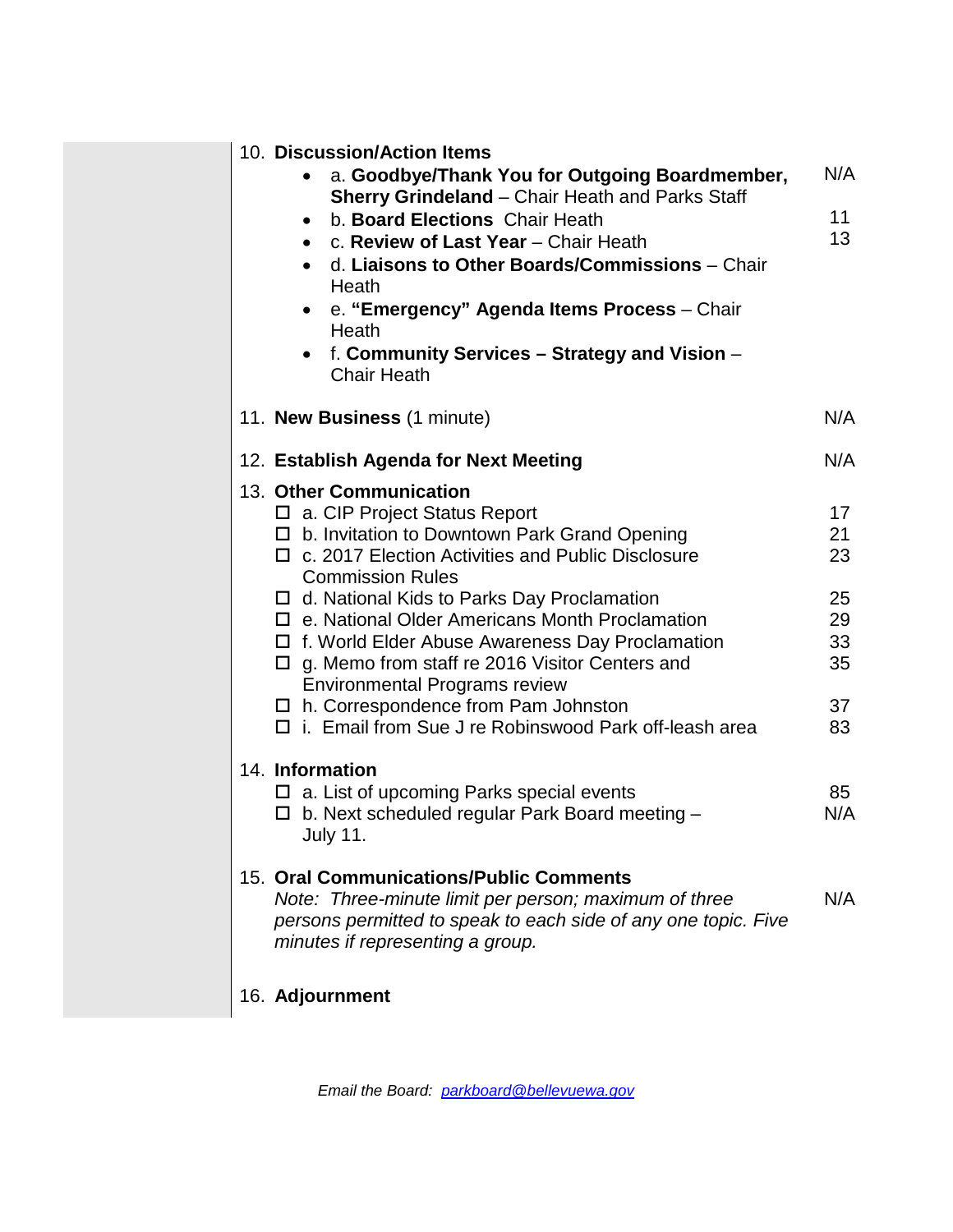10. **Discussion/Action Items**
    - a. **Goodbye/Thank You for Outgoing Boardmember, Sherry Grindeland** – Chair Heath and Parks Staff — N/A
    - b. **Board Elections** Chair Heath — 11
    - c. **Review of Last Year** – Chair Heath — 13
    - d. **Liaisons to Other Boards/Commissions** – Chair Heath
    - e. **"Emergency" Agenda Items Process** – Chair Heath
    - f. **Community Services – Strategy and Vision** – Chair Heath

11. **New Business** (1 minute) — N/A

12. **Establish Agenda for Next Meeting** — N/A

13. **Other Communication**
    - ☐ a. CIP Project Status Report — 17
    - ☐ b. Invitation to Downtown Park Grand Opening — 21
    - ☐ c. 2017 Election Activities and Public Disclosure Commission Rules — 23
    - ☐ d. National Kids to Parks Day Proclamation — 25
    - ☐ e. National Older Americans Month Proclamation — 29
    - ☐ f. World Elder Abuse Awareness Day Proclamation — 33
    - ☐ g. Memo from staff re 2016 Visitor Centers and Environmental Programs review — 35
    - ☐ h. Correspondence from Pam Johnston — 37
    - ☐ i. Email from Sue J re Robinswood Park off-leash area — 83

14. **Information**
    - ☐ a. List of upcoming Parks special events — 85
    - ☐ b. Next scheduled regular Park Board meeting – July 11. — N/A

15. **Oral Communications/Public Comments** — N/A
    *Note: Three-minute limit per person; maximum of three persons permitted to speak to each side of any one topic. Five minutes if representing a group.*

16. **Adjournment**

*Email the Board: parkboard@bellevuewa.gov*